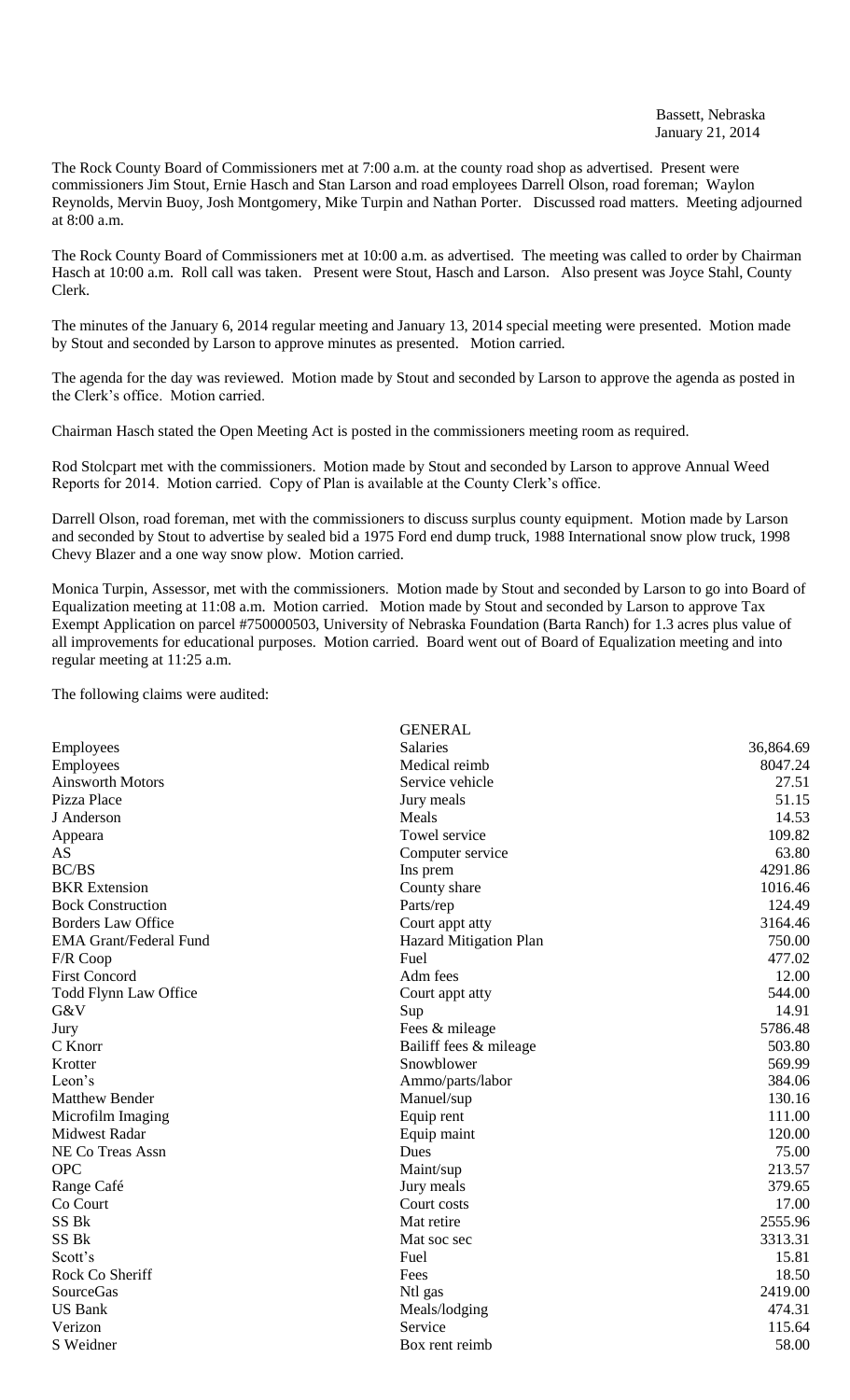Bassett, Nebraska
January 21, 2014

The Rock County Board of Commissioners met at 7:00 a.m. at the county road shop as advertised. Present were commissioners Jim Stout, Ernie Hasch and Stan Larson and road employees Darrell Olson, road foreman; Waylon Reynolds, Mervin Buoy, Josh Montgomery, Mike Turpin and Nathan Porter. Discussed road matters. Meeting adjourned at 8:00 a.m.

The Rock County Board of Commissioners met at 10:00 a.m. as advertised. The meeting was called to order by Chairman Hasch at 10:00 a.m. Roll call was taken. Present were Stout, Hasch and Larson. Also present was Joyce Stahl, County Clerk.

The minutes of the January 6, 2014 regular meeting and January 13, 2014 special meeting were presented. Motion made by Stout and seconded by Larson to approve minutes as presented. Motion carried.

The agenda for the day was reviewed. Motion made by Stout and seconded by Larson to approve the agenda as posted in the Clerk's office. Motion carried.

Chairman Hasch stated the Open Meeting Act is posted in the commissioners meeting room as required.

Rod Stolcpart met with the commissioners. Motion made by Stout and seconded by Larson to approve Annual Weed Reports for 2014. Motion carried. Copy of Plan is available at the County Clerk's office.

Darrell Olson, road foreman, met with the commissioners to discuss surplus county equipment. Motion made by Larson and seconded by Stout to advertise by sealed bid a 1975 Ford end dump truck, 1988 International snow plow truck, 1998 Chevy Blazer and a one way snow plow. Motion carried.

Monica Turpin, Assessor, met with the commissioners. Motion made by Stout and seconded by Larson to go into Board of Equalization meeting at 11:08 a.m. Motion carried. Motion made by Stout and seconded by Larson to approve Tax Exempt Application on parcel #750000503, University of Nebraska Foundation (Barta Ranch) for 1.3 acres plus value of all improvements for educational purposes. Motion carried. Board went out of Board of Equalization meeting and into regular meeting at 11:25 a.m.

The following claims were audited:

| | GENERAL | |
|---|---|---|
| Employees | Salaries | 36,864.69 |
| Employees | Medical reimb | 8047.24 |
| Ainsworth Motors | Service vehicle | 27.51 |
| Pizza Place | Jury meals | 51.15 |
| J Anderson | Meals | 14.53 |
| Appeara | Towel service | 109.82 |
| AS | Computer service | 63.80 |
| BC/BS | Ins prem | 4291.86 |
| BKR Extension | County share | 1016.46 |
| Bock Construction | Parts/rep | 124.49 |
| Borders Law Office | Court appt atty | 3164.46 |
| EMA Grant/Federal Fund | Hazard Mitigation Plan | 750.00 |
| F/R Coop | Fuel | 477.02 |
| First Concord | Adm fees | 12.00 |
| Todd Flynn Law Office | Court appt atty | 544.00 |
| G&V | Sup | 14.91 |
| Jury | Fees & mileage | 5786.48 |
| C Knorr | Bailiff fees & mileage | 503.80 |
| Krotter | Snowblower | 569.99 |
| Leon's | Ammo/parts/labor | 384.06 |
| Matthew Bender | Manuel/sup | 130.16 |
| Microfilm Imaging | Equip rent | 111.00 |
| Midwest Radar | Equip maint | 120.00 |
| NE Co Treas Assn | Dues | 75.00 |
| OPC | Maint/sup | 213.57 |
| Range Café | Jury meals | 379.65 |
| Co Court | Court costs | 17.00 |
| SS Bk | Mat retire | 2555.96 |
| SS Bk | Mat soc sec | 3313.31 |
| Scott's | Fuel | 15.81 |
| Rock Co Sheriff | Fees | 18.50 |
| SourceGas | Ntl gas | 2419.00 |
| US Bank | Meals/lodging | 474.31 |
| Verizon | Service | 115.64 |
| S Weidner | Box rent reimb | 58.00 |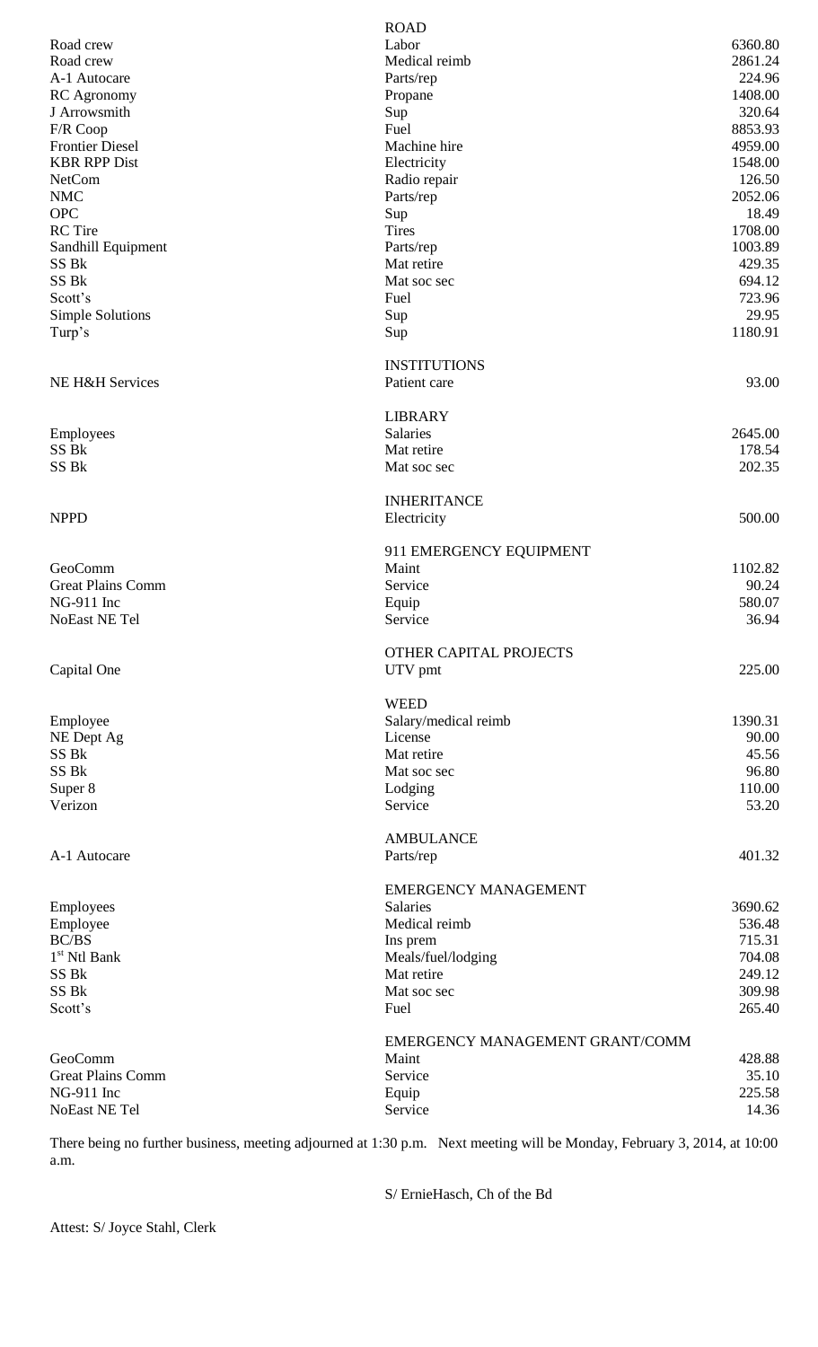| | | |
|---|---|---|
| | **ROAD** | |
| Road crew | Labor | 6360.80 |
| Road crew | Medical reimb | 2861.24 |
| A-1 Autocare | Parts/rep | 224.96 |
| RC Agronomy | Propane | 1408.00 |
| J Arrowsmith | Sup | 320.64 |
| F/R Coop | Fuel | 8853.93 |
| Frontier Diesel | Machine hire | 4959.00 |
| KBR RPP Dist | Electricity | 1548.00 |
| NetCom | Radio repair | 126.50 |
| NMC | Parts/rep | 2052.06 |
| OPC | Sup | 18.49 |
| RC Tire | Tires | 1708.00 |
| Sandhill Equipment | Parts/rep | 1003.89 |
| SS Bk | Mat retire | 429.35 |
| SS Bk | Mat soc sec | 694.12 |
| Scott's | Fuel | 723.96 |
| Simple Solutions | Sup | 29.95 |
| Turp's | Sup | 1180.91 |
| | **INSTITUTIONS** | |
| NE H&H Services | Patient care | 93.00 |
| | **LIBRARY** | |
| Employees | Salaries | 2645.00 |
| SS Bk | Mat retire | 178.54 |
| SS Bk | Mat soc sec | 202.35 |
| | **INHERITANCE** | |
| NPPD | Electricity | 500.00 |
| | **911 EMERGENCY EQUIPMENT** | |
| GeoComm | Maint | 1102.82 |
| Great Plains Comm | Service | 90.24 |
| NG-911 Inc | Equip | 580.07 |
| NoEast NE Tel | Service | 36.94 |
| | **OTHER CAPITAL PROJECTS** | |
| Capital One | UTV pmt | 225.00 |
| | **WEED** | |
| Employee | Salary/medical reimb | 1390.31 |
| NE Dept Ag | License | 90.00 |
| SS Bk | Mat retire | 45.56 |
| SS Bk | Mat soc sec | 96.80 |
| Super 8 | Lodging | 110.00 |
| Verizon | Service | 53.20 |
| | **AMBULANCE** | |
| A-1 Autocare | Parts/rep | 401.32 |
| | **EMERGENCY MANAGEMENT** | |
| Employees | Salaries | 3690.62 |
| Employee | Medical reimb | 536.48 |
| BC/BS | Ins prem | 715.31 |
| 1st Ntl Bank | Meals/fuel/lodging | 704.08 |
| SS Bk | Mat retire | 249.12 |
| SS Bk | Mat soc sec | 309.98 |
| Scott's | Fuel | 265.40 |
| | **EMERGENCY MANAGEMENT GRANT/COMM** | |
| GeoComm | Maint | 428.88 |
| Great Plains Comm | Service | 35.10 |
| NG-911 Inc | Equip | 225.58 |
| NoEast NE Tel | Service | 14.36 |

There being no further business, meeting adjourned at 1:30 p.m. Next meeting will be Monday, February 3, 2014, at 10:00 a.m.

S/ ErnieHasch, Ch of the Bd

Attest: S/ Joyce Stahl, Clerk